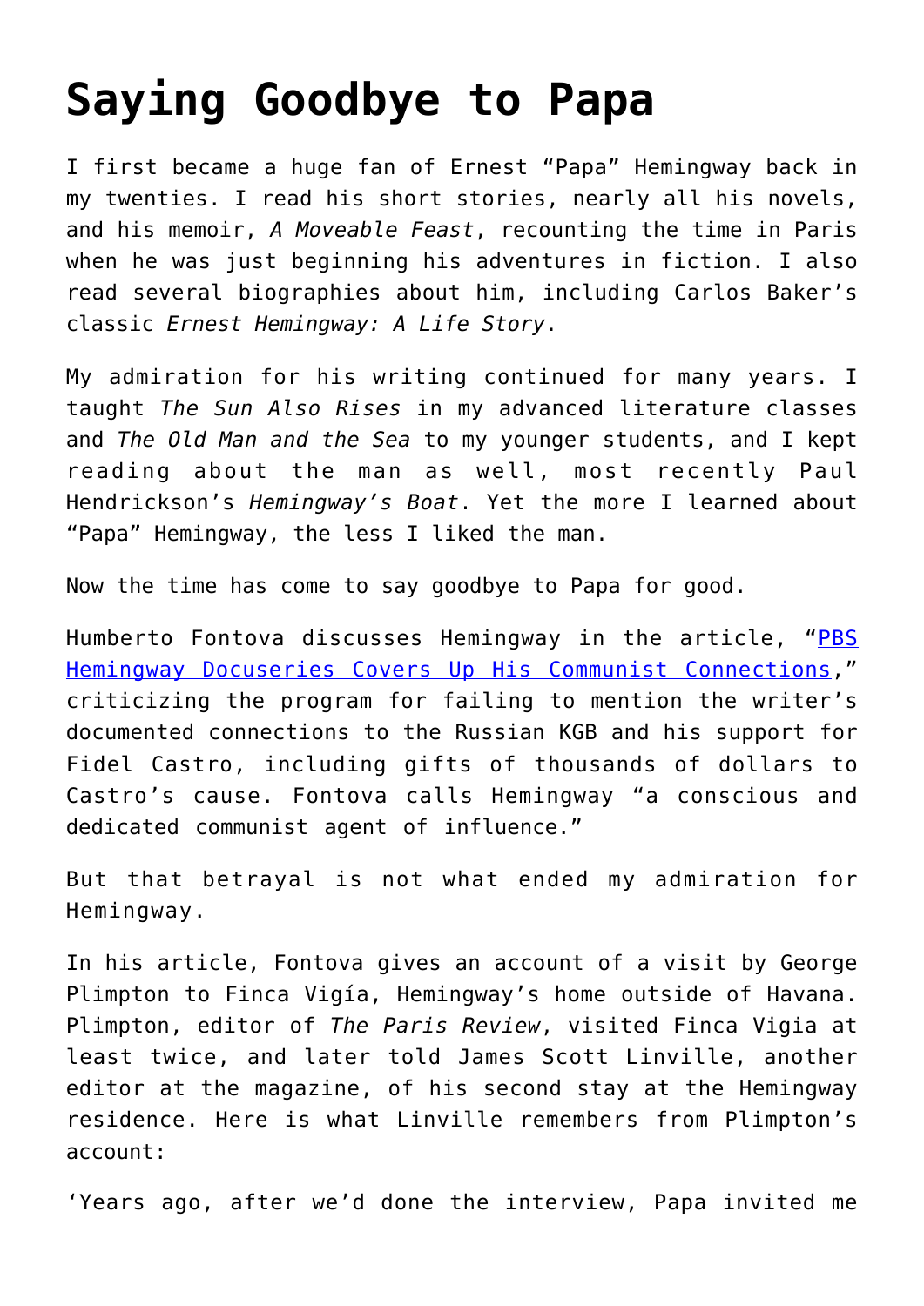# Saying Goodbye to Papa

I first became a huge fan of Ernest "Papa" Hemingway back in my twenties. I read his short stories, nearly all his novels, and his memoir, *A Moveable Feast*, recounting the time in Paris when he was just beginning his adventures in fiction. I also read several biographies about him, including Carlos Baker's classic *Ernest Hemingway: A Life Story*.

My admiration for his writing continued for many years. I taught *The Sun Also Rises* in my advanced literature classes and *The Old Man and the Sea* to my younger students, and I kept reading about the man as well, most recently Paul Hendrickson's *Hemingway's Boat*. Yet the more I learned about "Papa" Hemingway, the less I liked the man.

Now the time has come to say goodbye to Papa for good.

Humberto Fontova discusses Hemingway in the article, "PBS Hemingway Docuseries Covers Up His Communist Connections," criticizing the program for failing to mention the writer's documented connections to the Russian KGB and his support for Fidel Castro, including gifts of thousands of dollars to Castro's cause. Fontova calls Hemingway "a conscious and dedicated communist agent of influence."

But that betrayal is not what ended my admiration for Hemingway.

In his article, Fontova gives an account of a visit by George Plimpton to Finca Vigía, Hemingway's home outside of Havana. Plimpton, editor of *The Paris Review*, visited Finca Vigia at least twice, and later told James Scott Linville, another editor at the magazine, of his second stay at the Hemingway residence. Here is what Linville remembers from Plimpton's account:

'Years ago, after we'd done the interview, Papa invited me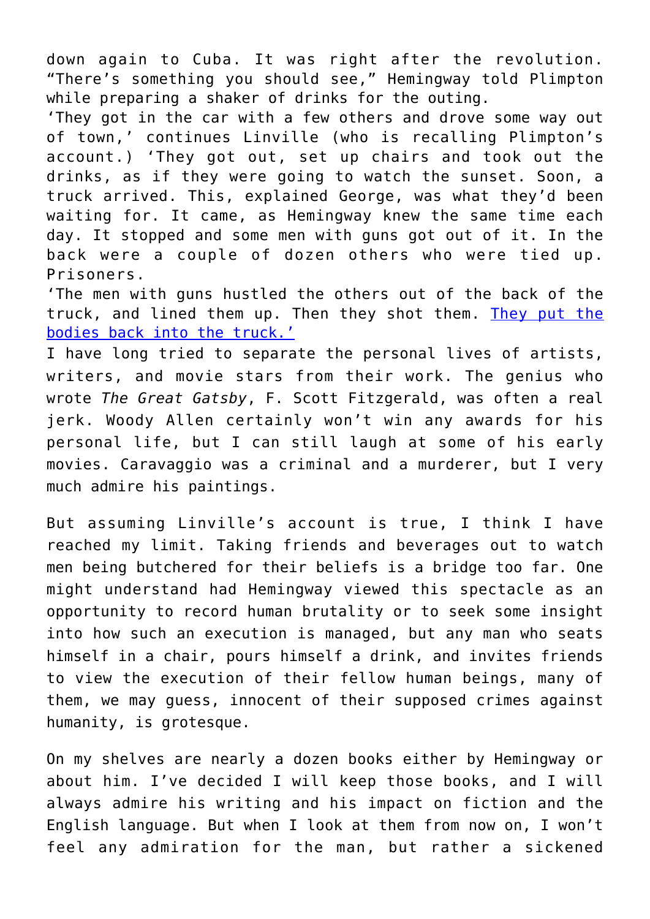down again to Cuba. It was right after the revolution. “There’s something you should see,” Hemingway told Plimpton while preparing a shaker of drinks for the outing.

‘They got in the car with a few others and drove some way out of town,’ continues Linville (who is recalling Plimpton’s account.) ‘They got out, set up chairs and took out the drinks, as if they were going to watch the sunset. Soon, a truck arrived. This, explained George, was what they’d been waiting for. It came, as Hemingway knew the same time each day. It stopped and some men with guns got out of it. In the back were a couple of dozen others who were tied up. Prisoners.

‘The men with guns hustled the others out of the back of the truck, and lined them up. Then they shot them. They put the bodies back into the truck.’

I have long tried to separate the personal lives of artists, writers, and movie stars from their work. The genius who wrote *The Great Gatsby*, F. Scott Fitzgerald, was often a real jerk. Woody Allen certainly won’t win any awards for his personal life, but I can still laugh at some of his early movies. Caravaggio was a criminal and a murderer, but I very much admire his paintings.

But assuming Linville’s account is true, I think I have reached my limit. Taking friends and beverages out to watch men being butchered for their beliefs is a bridge too far. One might understand had Hemingway viewed this spectacle as an opportunity to record human brutality or to seek some insight into how such an execution is managed, but any man who seats himself in a chair, pours himself a drink, and invites friends to view the execution of their fellow human beings, many of them, we may guess, innocent of their supposed crimes against humanity, is grotesque.

On my shelves are nearly a dozen books either by Hemingway or about him. I’ve decided I will keep those books, and I will always admire his writing and his impact on fiction and the English language. But when I look at them from now on, I won’t feel any admiration for the man, but rather a sickened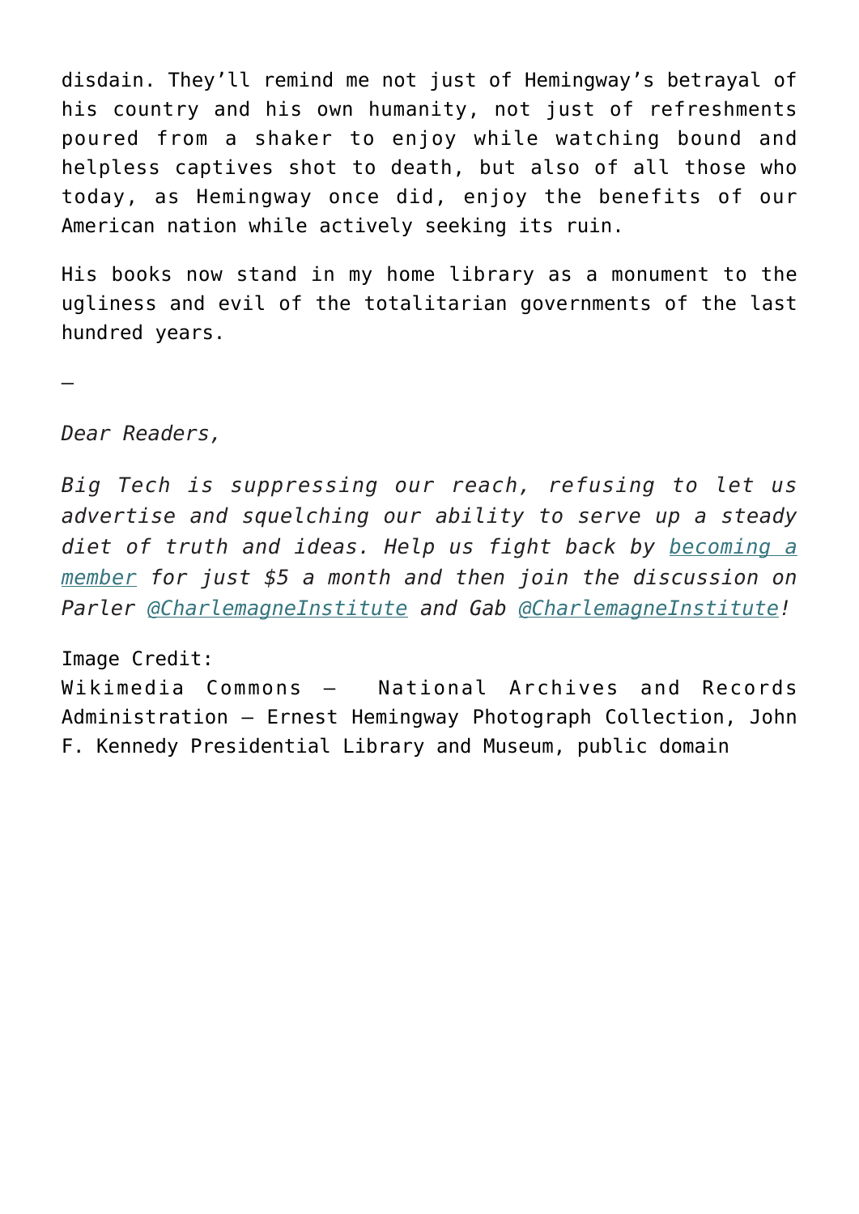disdain. They'll remind me not just of Hemingway's betrayal of his country and his own humanity, not just of refreshments poured from a shaker to enjoy while watching bound and helpless captives shot to death, but also of all those who today, as Hemingway once did, enjoy the benefits of our American nation while actively seeking its ruin.

His books now stand in my home library as a monument to the ugliness and evil of the totalitarian governments of the last hundred years.

—

*Dear Readers,*

*Big Tech is suppressing our reach, refusing to let us advertise and squelching our ability to serve up a steady diet of truth and ideas. Help us fight back by [becoming a member](#) for just $5 a month and then join the discussion on Parler [@CharlemagneInstitute](#) and Gab [@CharlemagneInstitute](#)!*

Image Credit:
Wikimedia Commons – National Archives and Records Administration – Ernest Hemingway Photograph Collection, John F. Kennedy Presidential Library and Museum, public domain